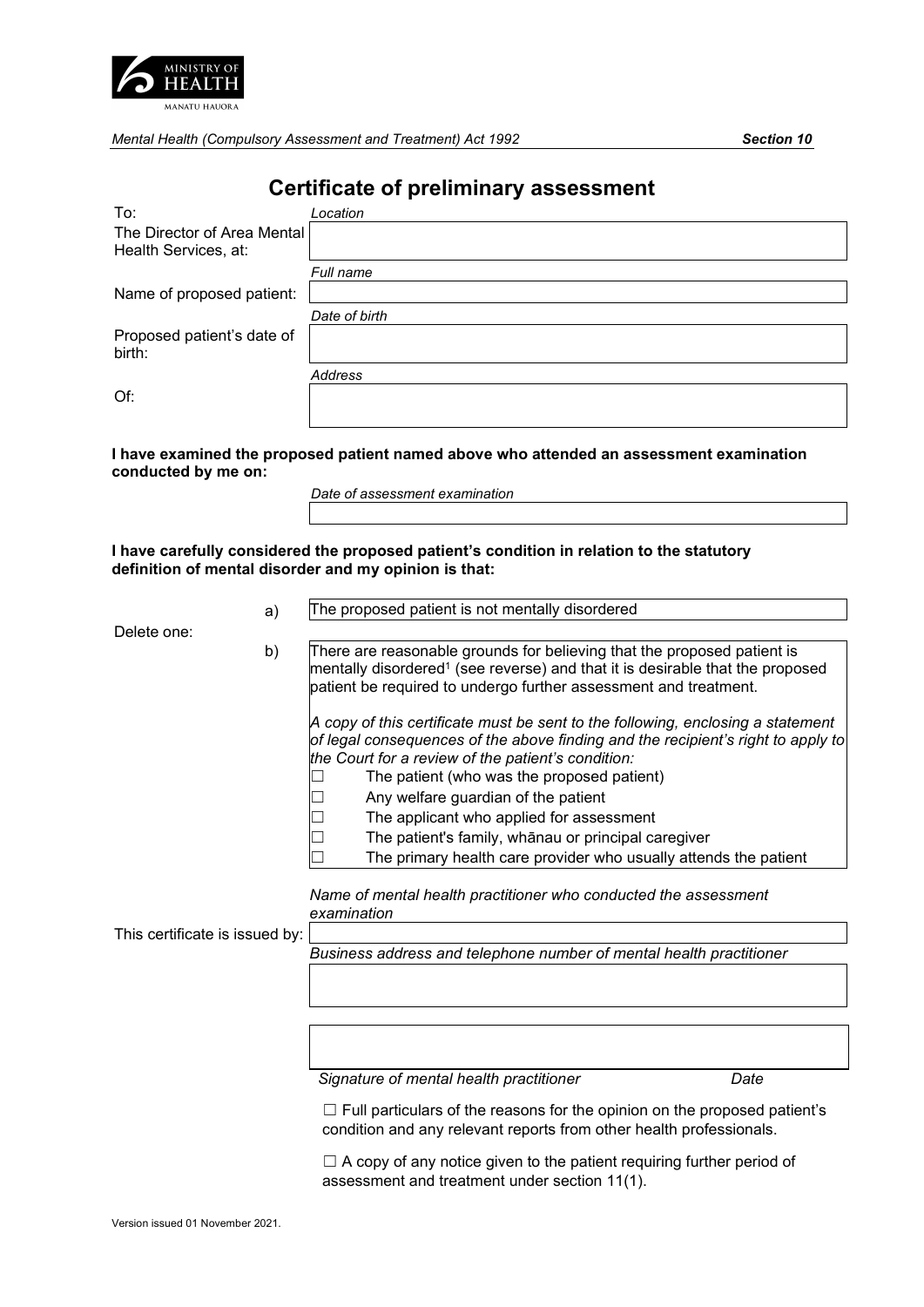MINISTRY OF HEALTH
MANATU HAUORA

*Mental Health (Compulsory Assessment and Treatment) Act 1992* **Section 10**

# Certificate of preliminary assessment

To:
The Director of Area Mental Health Services, at:

*Location*

Name of proposed patient:

*Full name*

Proposed patient's date of birth:

*Date of birth*

Of:

*Address*

**I have examined the proposed patient named above who attended an assessment examination conducted by me on:**

*Date of assessment examination*

**I have carefully considered the proposed patient's condition in relation to the statutory definition of mental disorder and my opinion is that:**

Delete one:

a) The proposed patient is not mentally disordered

b) There are reasonable grounds for believing that the proposed patient is mentally disordered[1] (see reverse) and that it is desirable that the proposed patient be required to undergo further assessment and treatment.

*A copy of this certificate must be sent to the following, enclosing a statement of legal consequences of the above finding and the recipient's right to apply to the Court for a review of the patient's condition:*

- ☐ The patient (who was the proposed patient)
- ☐ Any welfare guardian of the patient
- ☐ The applicant who applied for assessment
- ☐ The patient's family, whānau or principal caregiver
- ☐ The primary health care provider who usually attends the patient

This certificate is issued by:

*Name of mental health practitioner who conducted the assessment examination*

*Business address and telephone number of mental health practitioner*

*Signature of mental health practitioner* *Date*

☐ Full particulars of the reasons for the opinion on the proposed patient's condition and any relevant reports from other health professionals.

☐ A copy of any notice given to the patient requiring further period of assessment and treatment under section 11(1).

Version issued 01 November 2021.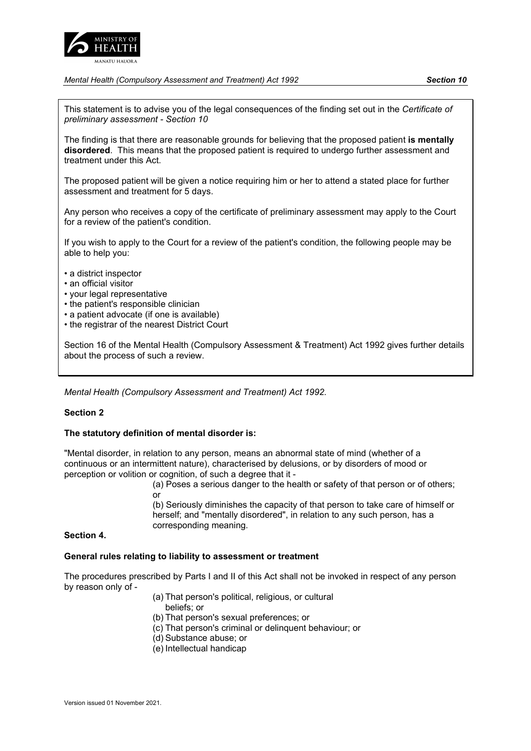This statement is to advise you of the legal consequences of the finding set out in the *Certificate of preliminary assessment - Section 10*

The finding is that there are reasonable grounds for believing that the proposed patient **is mentally disordered**. This means that the proposed patient is required to undergo further assessment and treatment under this Act.

The proposed patient will be given a notice requiring him or her to attend a stated place for further assessment and treatment for 5 days.

Any person who receives a copy of the certificate of preliminary assessment may apply to the Court for a review of the patient's condition.

If you wish to apply to the Court for a review of the patient's condition, the following people may be able to help you:

- a district inspector
- an official visitor
- your legal representative
- the patient's responsible clinician
- a patient advocate (if one is available)
- the registrar of the nearest District Court

Section 16 of the Mental Health (Compulsory Assessment & Treatment) Act 1992 gives further details about the process of such a review.

*Mental Health (Compulsory Assessment and Treatment) Act 1992.*

**Section 2**

**The statutory definition of mental disorder is:**

"Mental disorder, in relation to any person, means an abnormal state of mind (whether of a continuous or an intermittent nature), characterised by delusions, or by disorders of mood or perception or volition or cognition, of such a degree that it -

(a) Poses a serious danger to the health or safety of that person or of others; or

(b) Seriously diminishes the capacity of that person to take care of himself or herself; and "mentally disordered", in relation to any such person, has a corresponding meaning.

**Section 4.**

**General rules relating to liability to assessment or treatment**

The procedures prescribed by Parts I and II of this Act shall not be invoked in respect of any person by reason only of -

(a) That person's political, religious, or cultural beliefs; or
(b) That person's sexual preferences; or
(c) That person's criminal or delinquent behaviour; or
(d) Substance abuse; or
(e) Intellectual handicap